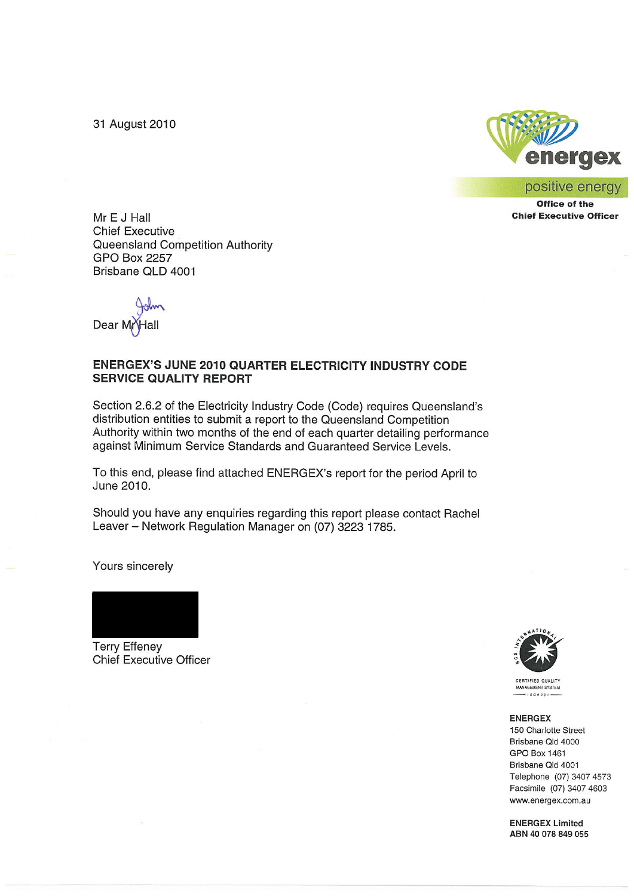31 August 2010

energex

positive energy

**Office of the Chief Executive Officer**

Mr E J Hall
Chief Executive
Queensland Competition Authority
GPO Box 2257
Brisbane QLD 4001

Dear Mr Hall

**ENERGEX'S JUNE 2010 QUARTER ELECTRICITY INDUSTRY CODE SERVICE QUALITY REPORT**

Section 2.6.2 of the Electricity Industry Code (Code) requires Queensland's distribution entities to submit a report to the Queensland Competition Authority within two months of the end of each quarter detailing performance against Minimum Service Standards and Guaranteed Service Levels.

To this end, please find attached ENERGEX's report for the period April to June 2010.

Should you have any enquiries regarding this report please contact Rachel Leaver – Network Regulation Manager on (07) 3223 1785.

Yours sincerely

Terry Effeney
Chief Executive Officer

CERTIFIED QUALITY MANAGEMENT SYSTEM

**ENERGEX**
150 Charlotte Street
Brisbane Qld 4000
GPO Box 1461
Brisbane Qld 4001
Telephone (07) 3407 4573
Facsimile (07) 3407 4603
www.energex.com.au

**ENERGEX Limited**
**ABN 40 078 849 055**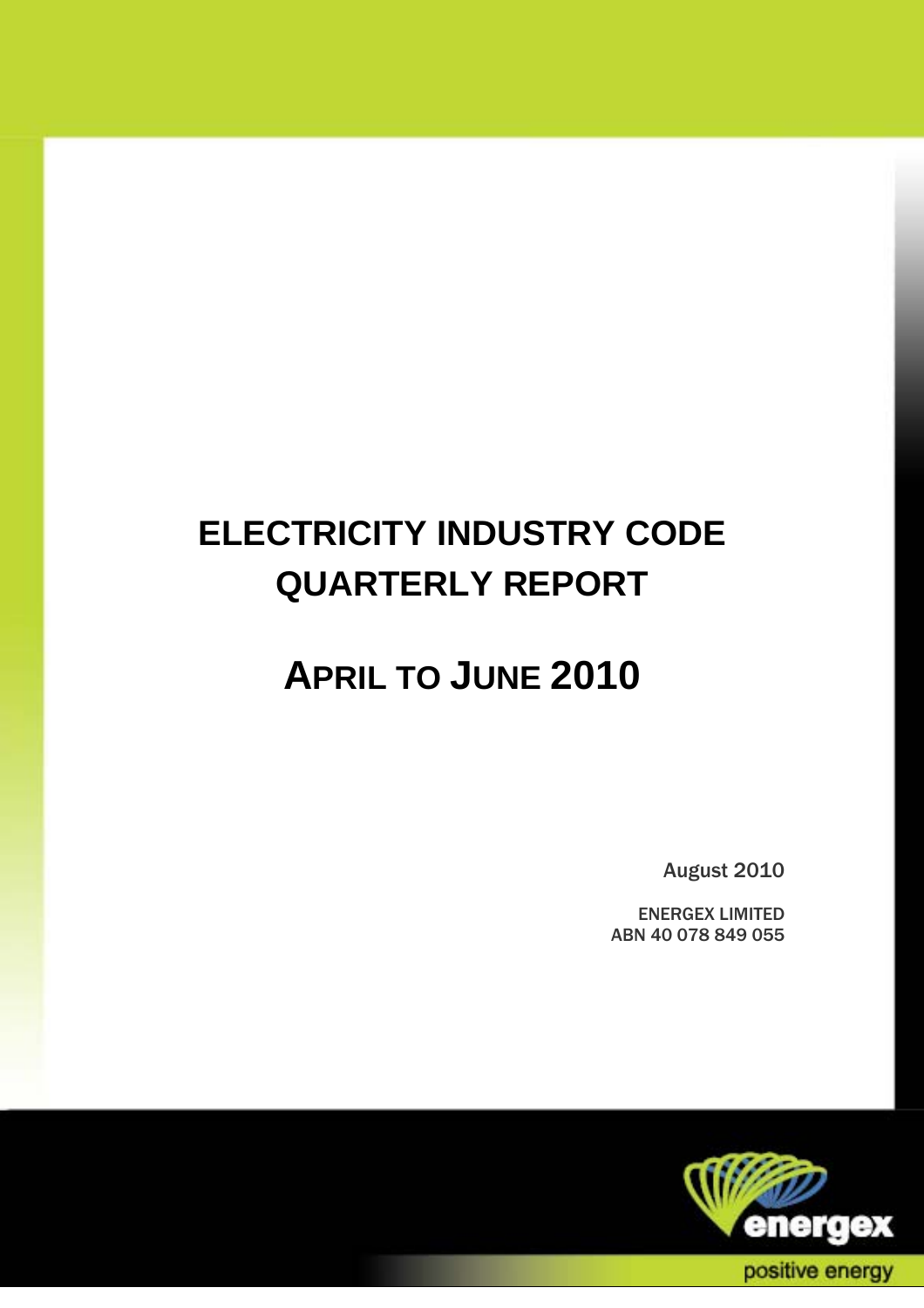# ELECTRICITY INDUSTRY CODE QUARTERLY REPORT

# APRIL TO JUNE 2010

August 2010

ENERGEX LIMITED
ABN 40 078 849 055

positive energy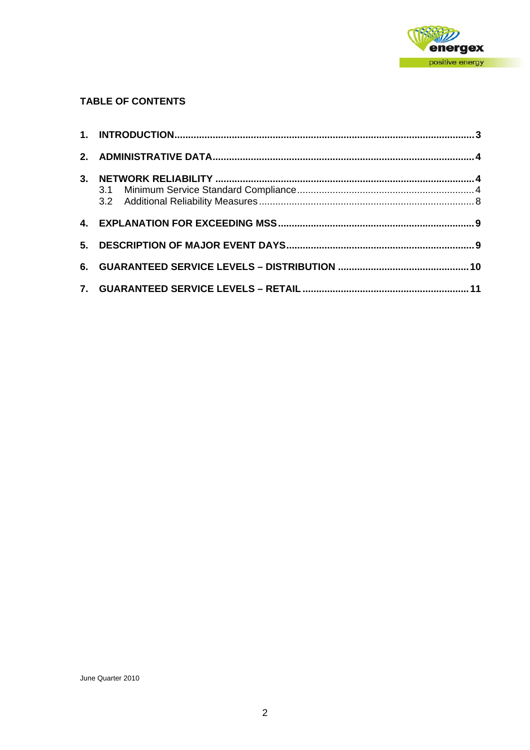## TABLE OF CONTENTS

1. INTRODUCTION ... 3
2. ADMINISTRATIVE DATA ... 4
3. NETWORK RELIABILITY ... 4
   - 3.1 Minimum Service Standard Compliance ... 4
   - 3.2 Additional Reliability Measures ... 8
4. EXPLANATION FOR EXCEEDING MSS ... 9
5. DESCRIPTION OF MAJOR EVENT DAYS ... 9
6. GUARANTEED SERVICE LEVELS – DISTRIBUTION ... 10
7. GUARANTEED SERVICE LEVELS – RETAIL ... 11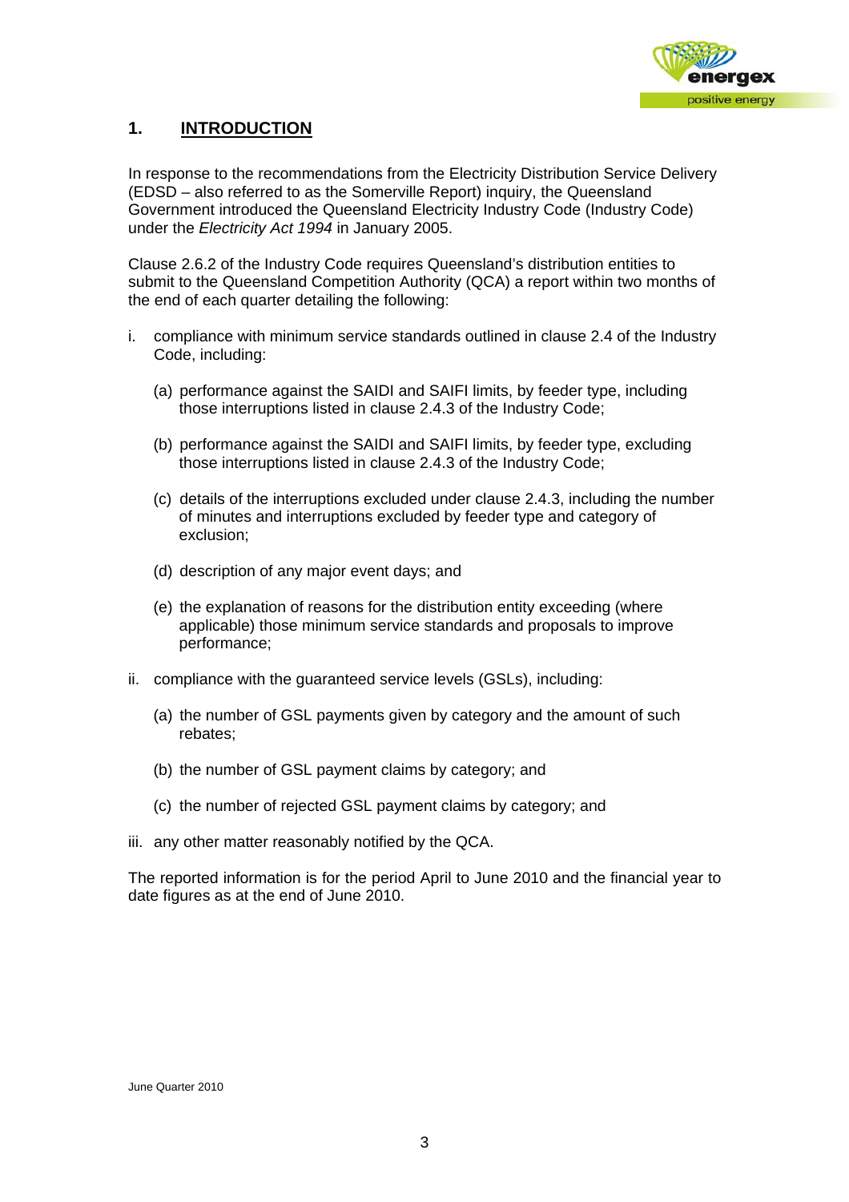## 1. INTRODUCTION

In response to the recommendations from the Electricity Distribution Service Delivery (EDSD – also referred to as the Somerville Report) inquiry, the Queensland Government introduced the Queensland Electricity Industry Code (Industry Code) under the *Electricity Act 1994* in January 2005.

Clause 2.6.2 of the Industry Code requires Queensland's distribution entities to submit to the Queensland Competition Authority (QCA) a report within two months of the end of each quarter detailing the following:

i. compliance with minimum service standards outlined in clause 2.4 of the Industry Code, including:

   (a) performance against the SAIDI and SAIFI limits, by feeder type, including those interruptions listed in clause 2.4.3 of the Industry Code;

   (b) performance against the SAIDI and SAIFI limits, by feeder type, excluding those interruptions listed in clause 2.4.3 of the Industry Code;

   (c) details of the interruptions excluded under clause 2.4.3, including the number of minutes and interruptions excluded by feeder type and category of exclusion;

   (d) description of any major event days; and

   (e) the explanation of reasons for the distribution entity exceeding (where applicable) those minimum service standards and proposals to improve performance;

ii. compliance with the guaranteed service levels (GSLs), including:

   (a) the number of GSL payments given by category and the amount of such rebates;

   (b) the number of GSL payment claims by category; and

   (c) the number of rejected GSL payment claims by category; and

iii. any other matter reasonably notified by the QCA.

The reported information is for the period April to June 2010 and the financial year to date figures as at the end of June 2010.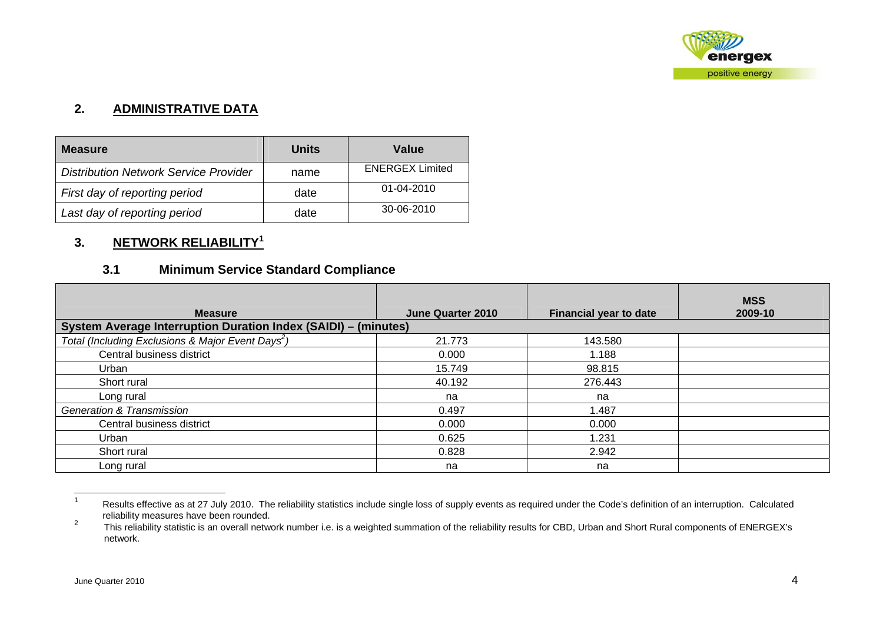## 2. ADMINISTRATIVE DATA

| Measure | Units | Value |
|---|---|---|
| *Distribution Network Service Provider* | name | ENERGEX Limited |
| *First day of reporting period* | date | 01-04-2010 |
| *Last day of reporting period* | date | 30-06-2010 |

## 3. NETWORK RELIABILITY[1]

### 3.1 Minimum Service Standard Compliance

| Measure | June Quarter 2010 | Financial year to date | MSS 2009-10 |
|---|---|---|---|
| **System Average Interruption Duration Index (SAIDI) – (minutes)** | | | |
| *Total (Including Exclusions & Major Event Days[2])* | 21.773 | 143.580 | |
| Central business district | 0.000 | 1.188 | |
| Urban | 15.749 | 98.815 | |
| Short rural | 40.192 | 276.443 | |
| Long rural | na | na | |
| *Generation & Transmission* | 0.497 | 1.487 | |
| Central business district | 0.000 | 0.000 | |
| Urban | 0.625 | 1.231 | |
| Short rural | 0.828 | 2.942 | |
| Long rural | na | na | |

[1] Results effective as at 27 July 2010. The reliability statistics include single loss of supply events as required under the Code's definition of an interruption. Calculated reliability measures have been rounded.

[2] This reliability statistic is an overall network number i.e. is a weighted summation of the reliability results for CBD, Urban and Short Rural components of ENERGEX's network.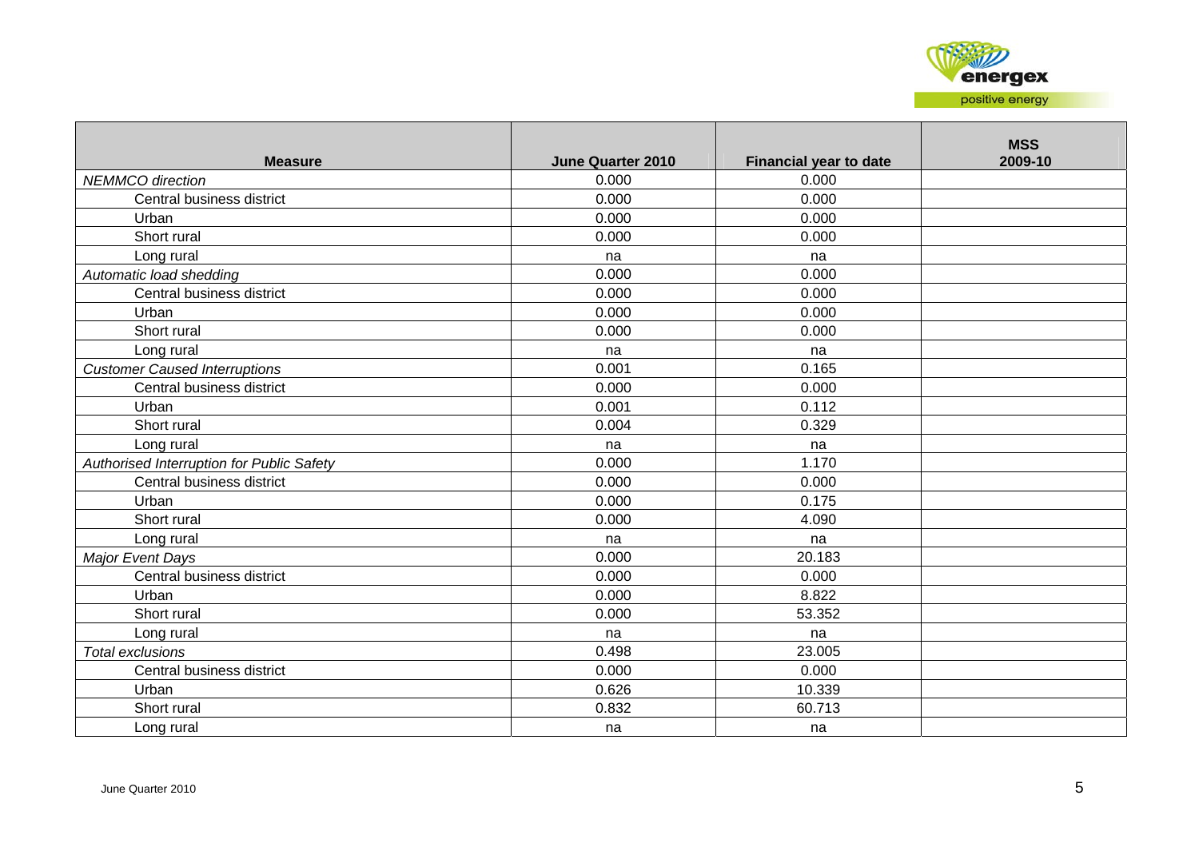| Measure | June Quarter 2010 | Financial year to date | MSS 2009-10 |
|---|---|---|---|
| *NEMMCO direction* | 0.000 | 0.000 | |
| Central business district | 0.000 | 0.000 | |
| Urban | 0.000 | 0.000 | |
| Short rural | 0.000 | 0.000 | |
| Long rural | na | na | |
| *Automatic load shedding* | 0.000 | 0.000 | |
| Central business district | 0.000 | 0.000 | |
| Urban | 0.000 | 0.000 | |
| Short rural | 0.000 | 0.000 | |
| Long rural | na | na | |
| *Customer Caused Interruptions* | 0.001 | 0.165 | |
| Central business district | 0.000 | 0.000 | |
| Urban | 0.001 | 0.112 | |
| Short rural | 0.004 | 0.329 | |
| Long rural | na | na | |
| *Authorised Interruption for Public Safety* | 0.000 | 1.170 | |
| Central business district | 0.000 | 0.000 | |
| Urban | 0.000 | 0.175 | |
| Short rural | 0.000 | 4.090 | |
| Long rural | na | na | |
| *Major Event Days* | 0.000 | 20.183 | |
| Central business district | 0.000 | 0.000 | |
| Urban | 0.000 | 8.822 | |
| Short rural | 0.000 | 53.352 | |
| Long rural | na | na | |
| *Total exclusions* | 0.498 | 23.005 | |
| Central business district | 0.000 | 0.000 | |
| Urban | 0.626 | 10.339 | |
| Short rural | 0.832 | 60.713 | |
| Long rural | na | na | |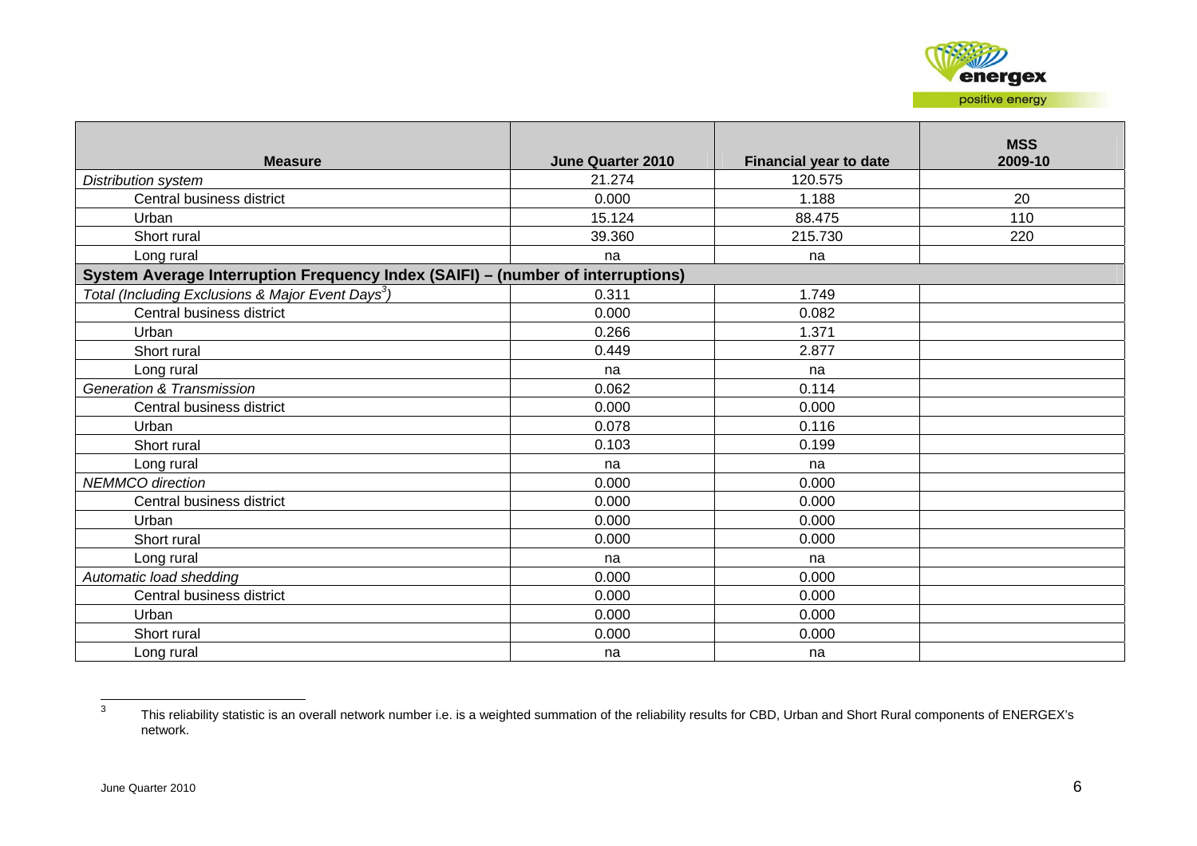| Measure | June Quarter 2010 | Financial year to date | MSS 2009-10 |
|---|---|---|---|
| *Distribution system* | 21.274 | 120.575 | |
| Central business district | 0.000 | 1.188 | 20 |
| Urban | 15.124 | 88.475 | 110 |
| Short rural | 39.360 | 215.730 | 220 |
| Long rural | na | na | |
| **System Average Interruption Frequency Index (SAIFI) – (number of interruptions)** | | | |
| *Total (Including Exclusions & Major Event Days[3])* | 0.311 | 1.749 | |
| Central business district | 0.000 | 0.082 | |
| Urban | 0.266 | 1.371 | |
| Short rural | 0.449 | 2.877 | |
| Long rural | na | na | |
| *Generation & Transmission* | 0.062 | 0.114 | |
| Central business district | 0.000 | 0.000 | |
| Urban | 0.078 | 0.116 | |
| Short rural | 0.103 | 0.199 | |
| Long rural | na | na | |
| *NEMMCO direction* | 0.000 | 0.000 | |
| Central business district | 0.000 | 0.000 | |
| Urban | 0.000 | 0.000 | |
| Short rural | 0.000 | 0.000 | |
| Long rural | na | na | |
| *Automatic load shedding* | 0.000 | 0.000 | |
| Central business district | 0.000 | 0.000 | |
| Urban | 0.000 | 0.000 | |
| Short rural | 0.000 | 0.000 | |
| Long rural | na | na | |

[3] This reliability statistic is an overall network number i.e. is a weighted summation of the reliability results for CBD, Urban and Short Rural components of ENERGEX's network.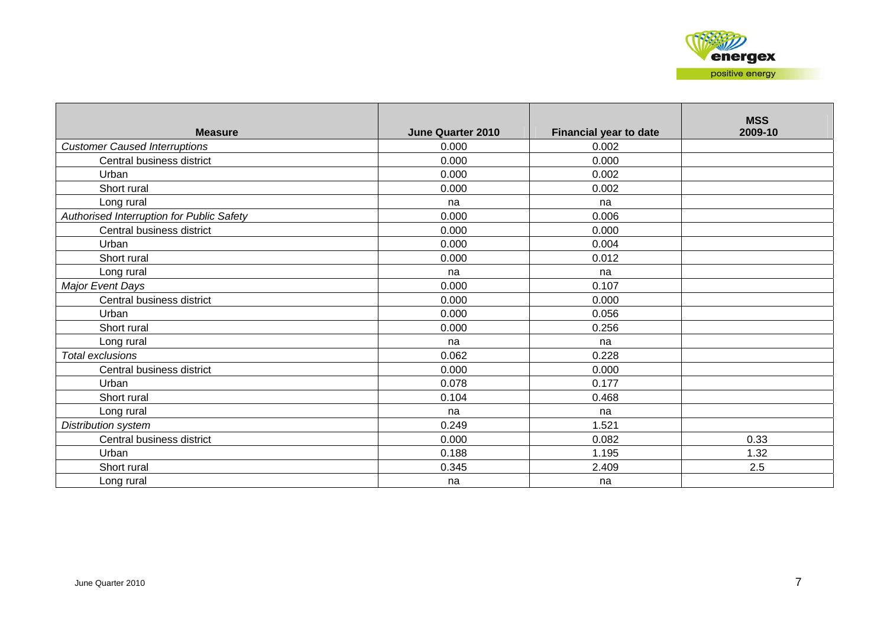| Measure | June Quarter 2010 | Financial year to date | MSS 2009-10 |
|---|---|---|---|
| *Customer Caused Interruptions* | 0.000 | 0.002 | |
| Central business district | 0.000 | 0.000 | |
| Urban | 0.000 | 0.002 | |
| Short rural | 0.000 | 0.002 | |
| Long rural | na | na | |
| *Authorised Interruption for Public Safety* | 0.000 | 0.006 | |
| Central business district | 0.000 | 0.000 | |
| Urban | 0.000 | 0.004 | |
| Short rural | 0.000 | 0.012 | |
| Long rural | na | na | |
| *Major Event Days* | 0.000 | 0.107 | |
| Central business district | 0.000 | 0.000 | |
| Urban | 0.000 | 0.056 | |
| Short rural | 0.000 | 0.256 | |
| Long rural | na | na | |
| *Total exclusions* | 0.062 | 0.228 | |
| Central business district | 0.000 | 0.000 | |
| Urban | 0.078 | 0.177 | |
| Short rural | 0.104 | 0.468 | |
| Long rural | na | na | |
| *Distribution system* | 0.249 | 1.521 | |
| Central business district | 0.000 | 0.082 | 0.33 |
| Urban | 0.188 | 1.195 | 1.32 |
| Short rural | 0.345 | 2.409 | 2.5 |
| Long rural | na | na | |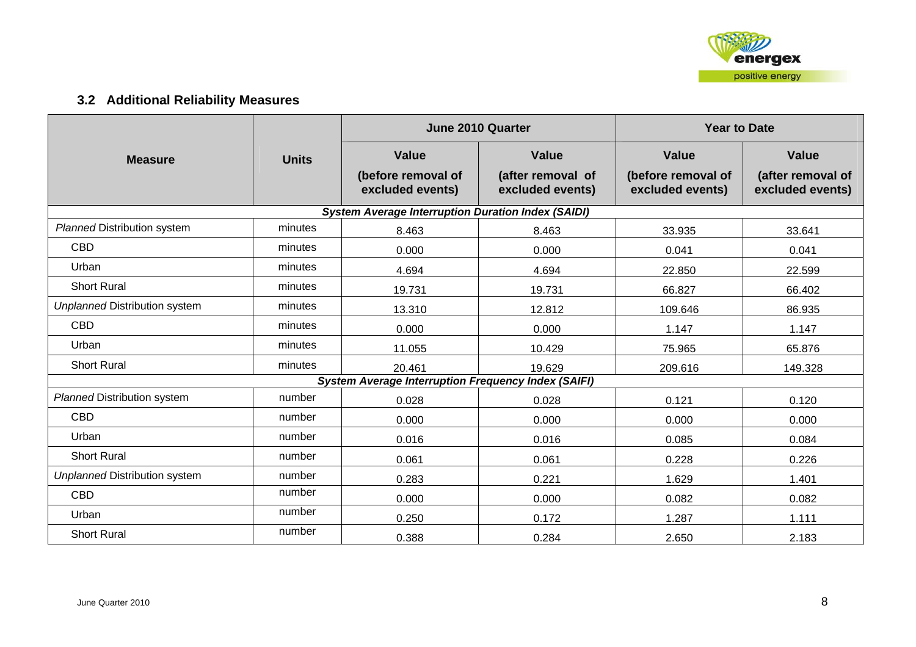### 3.2 Additional Reliability Measures

| Measure | Units | June 2010 Quarter | | Year to Date | |
|---|---|---|---|---|---|
| | | Value (before removal of excluded events) | Value (after removal of excluded events) | Value (before removal of excluded events) | Value (after removal of excluded events) |
| ***System Average Interruption Duration Index (SAIDI)*** | | | | | |
| *Planned* Distribution system | minutes | 8.463 | 8.463 | 33.935 | 33.641 |
| CBD | minutes | 0.000 | 0.000 | 0.041 | 0.041 |
| Urban | minutes | 4.694 | 4.694 | 22.850 | 22.599 |
| Short Rural | minutes | 19.731 | 19.731 | 66.827 | 66.402 |
| *Unplanned* Distribution system | minutes | 13.310 | 12.812 | 109.646 | 86.935 |
| CBD | minutes | 0.000 | 0.000 | 1.147 | 1.147 |
| Urban | minutes | 11.055 | 10.429 | 75.965 | 65.876 |
| Short Rural | minutes | 20.461 | 19.629 | 209.616 | 149.328 |
| ***System Average Interruption Frequency Index (SAIFI)*** | | | | | |
| *Planned* Distribution system | number | 0.028 | 0.028 | 0.121 | 0.120 |
| CBD | number | 0.000 | 0.000 | 0.000 | 0.000 |
| Urban | number | 0.016 | 0.016 | 0.085 | 0.084 |
| Short Rural | number | 0.061 | 0.061 | 0.228 | 0.226 |
| *Unplanned* Distribution system | number | 0.283 | 0.221 | 1.629 | 1.401 |
| CBD | number | 0.000 | 0.000 | 0.082 | 0.082 |
| Urban | number | 0.250 | 0.172 | 1.287 | 1.111 |
| Short Rural | number | 0.388 | 0.284 | 2.650 | 2.183 |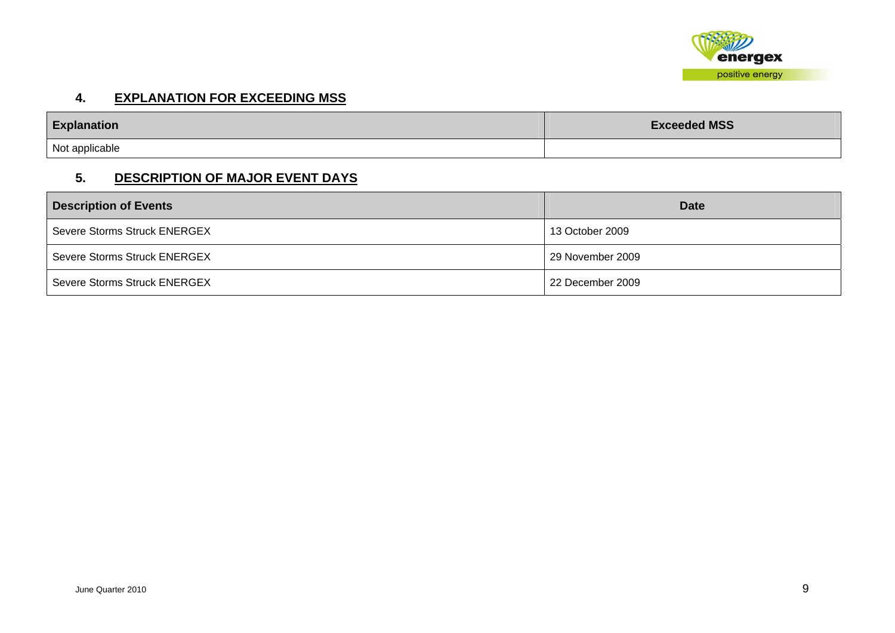## 4. EXPLANATION FOR EXCEEDING MSS

| Explanation | Exceeded MSS |
|---|---|
| Not applicable | |

## 5. DESCRIPTION OF MAJOR EVENT DAYS

| Description of Events | Date |
|---|---|
| Severe Storms Struck ENERGEX | 13 October 2009 |
| Severe Storms Struck ENERGEX | 29 November 2009 |
| Severe Storms Struck ENERGEX | 22 December 2009 |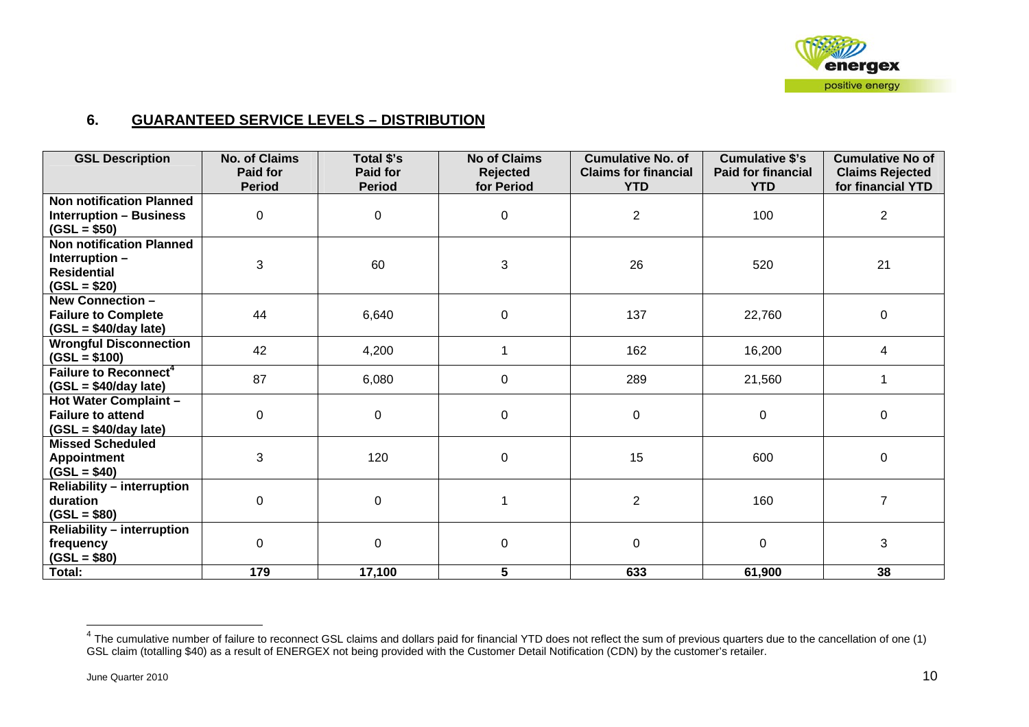## 6. GUARANTEED SERVICE LEVELS – DISTRIBUTION

| GSL Description | No. of Claims Paid for Period | Total $'s Paid for Period | No of Claims Rejected for Period | Cumulative No. of Claims for financial YTD | Cumulative $'s Paid for financial YTD | Cumulative No of Claims Rejected for financial YTD |
|---|---|---|---|---|---|---|
| **Non notification Planned Interruption – Business (GSL = $50)** | 0 | 0 | 0 | 2 | 100 | 2 |
| **Non notification Planned Interruption – Residential (GSL = $20)** | 3 | 60 | 3 | 26 | 520 | 21 |
| **New Connection – Failure to Complete (GSL = $40/day late)** | 44 | 6,640 | 0 | 137 | 22,760 | 0 |
| **Wrongful Disconnection (GSL = $100)** | 42 | 4,200 | 1 | 162 | 16,200 | 4 |
| **Failure to Reconnect[4] (GSL = $40/day late)** | 87 | 6,080 | 0 | 289 | 21,560 | 1 |
| **Hot Water Complaint – Failure to attend (GSL = $40/day late)** | 0 | 0 | 0 | 0 | 0 | 0 |
| **Missed Scheduled Appointment (GSL = $40)** | 3 | 120 | 0 | 15 | 600 | 0 |
| **Reliability – interruption duration (GSL = $80)** | 0 | 0 | 1 | 2 | 160 | 7 |
| **Reliability – interruption frequency (GSL = $80)** | 0 | 0 | 0 | 0 | 0 | 3 |
| **Total:** | **179** | **17,100** | **5** | **633** | **61,900** | **38** |

[4] The cumulative number of failure to reconnect GSL claims and dollars paid for financial YTD does not reflect the sum of previous quarters due to the cancellation of one (1) GSL claim (totalling $40) as a result of ENERGEX not being provided with the Customer Detail Notification (CDN) by the customer's retailer.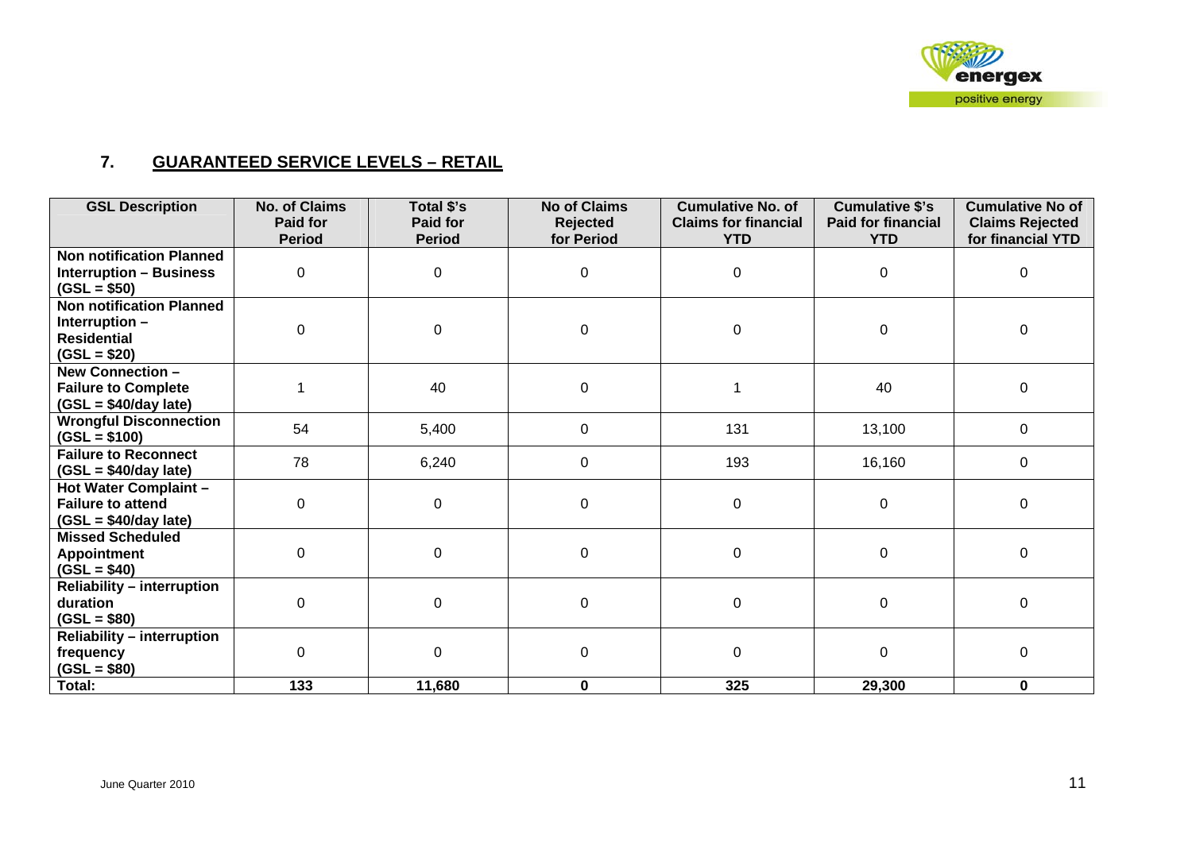## 7. GUARANTEED SERVICE LEVELS – RETAIL

| GSL Description | No. of Claims Paid for Period | Total $'s Paid for Period | No of Claims Rejected for Period | Cumulative No. of Claims for financial YTD | Cumulative $'s Paid for financial YTD | Cumulative No of Claims Rejected for financial YTD |
|---|---|---|---|---|---|---|
| **Non notification Planned Interruption – Business (GSL = $50)** | 0 | 0 | 0 | 0 | 0 | 0 |
| **Non notification Planned Interruption – Residential (GSL = $20)** | 0 | 0 | 0 | 0 | 0 | 0 |
| **New Connection – Failure to Complete (GSL = $40/day late)** | 1 | 40 | 0 | 1 | 40 | 0 |
| **Wrongful Disconnection (GSL = $100)** | 54 | 5,400 | 0 | 131 | 13,100 | 0 |
| **Failure to Reconnect (GSL = $40/day late)** | 78 | 6,240 | 0 | 193 | 16,160 | 0 |
| **Hot Water Complaint – Failure to attend (GSL = $40/day late)** | 0 | 0 | 0 | 0 | 0 | 0 |
| **Missed Scheduled Appointment (GSL = $40)** | 0 | 0 | 0 | 0 | 0 | 0 |
| **Reliability – interruption duration (GSL = $80)** | 0 | 0 | 0 | 0 | 0 | 0 |
| **Reliability – interruption frequency (GSL = $80)** | 0 | 0 | 0 | 0 | 0 | 0 |
| **Total:** | **133** | **11,680** | **0** | **325** | **29,300** | **0** |